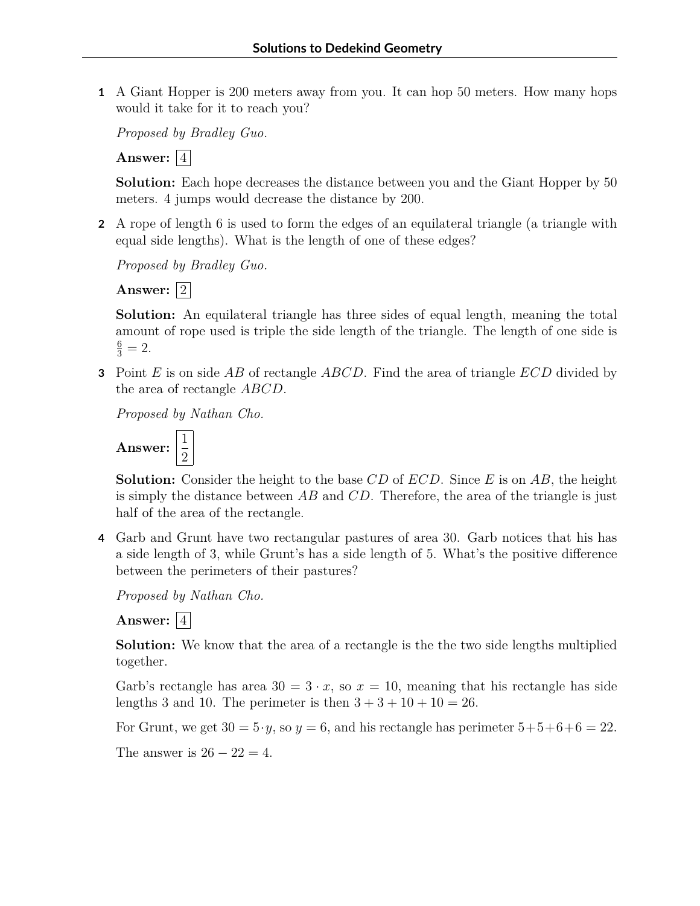# Solutions to Dedekind Geometry

**1** A Giant Hopper is 200 meters away from you. It can hop 50 meters. How many hops would it take for it to reach you?

*Proposed by Bradley Guo.*

**Answer:** $\boxed{4}$

**Solution:** Each hope decreases the distance between you and the Giant Hopper by 50 meters. 4 jumps would decrease the distance by 200.

**2** A rope of length 6 is used to form the edges of an equilateral triangle (a triangle with equal side lengths). What is the length of one of these edges?

*Proposed by Bradley Guo.*

**Answer:** $\boxed{2}$

**Solution:** An equilateral triangle has three sides of equal length, meaning the total amount of rope used is triple the side length of the triangle. The length of one side is $\frac{6}{3} = 2$.

**3** Point $E$ is on side $AB$ of rectangle $ABCD$. Find the area of triangle $ECD$ divided by the area of rectangle $ABCD$.

*Proposed by Nathan Cho.*

**Answer:** $\boxed{\frac{1}{2}}$

**Solution:** Consider the height to the base $CD$ of $ECD$. Since $E$ is on $AB$, the height is simply the distance between $AB$ and $CD$. Therefore, the area of the triangle is just half of the area of the rectangle.

**4** Garb and Grunt have two rectangular pastures of area 30. Garb notices that his has a side length of 3, while Grunt's has a side length of 5. What's the positive difference between the perimeters of their pastures?

*Proposed by Nathan Cho.*

**Answer:** $\boxed{4}$

**Solution:** We know that the area of a rectangle is the the two side lengths multiplied together.

Garb's rectangle has area $30 = 3 \cdot x$, so $x = 10$, meaning that his rectangle has side lengths 3 and 10. The perimeter is then $3 + 3 + 10 + 10 = 26$.

For Grunt, we get $30 = 5 \cdot y$, so $y = 6$, and his rectangle has perimeter $5+5+6+6 = 22$.

The answer is $26 - 22 = 4$.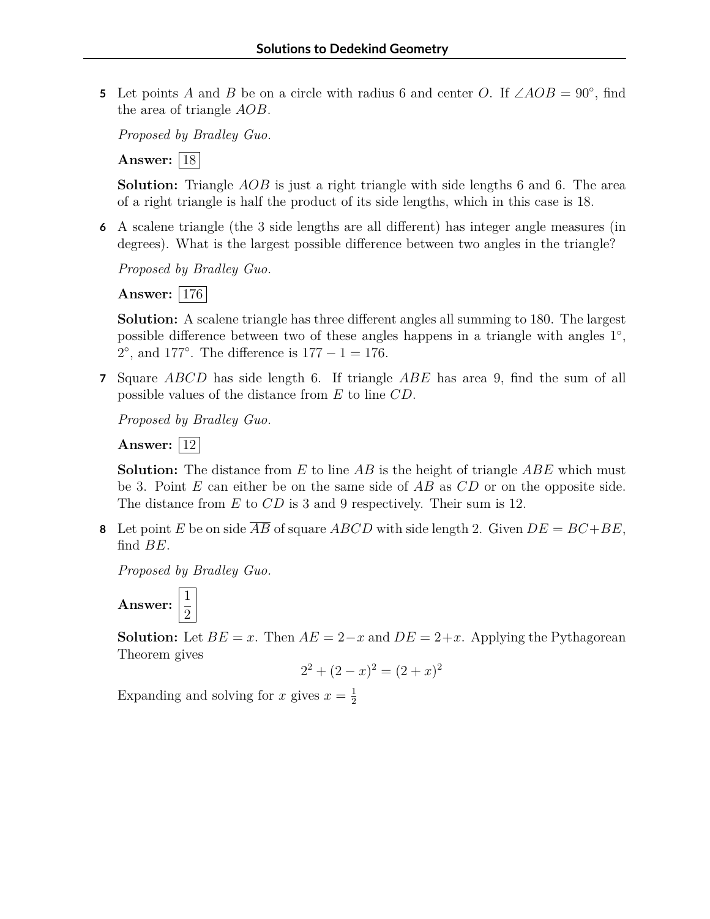**5** Let points $A$ and $B$ be on a circle with radius 6 and center $O$. If $\angle AOB = 90^\circ$, find the area of triangle $AOB$.

*Proposed by Bradley Guo.*

**Answer:** $\boxed{18}$

**Solution:** Triangle $AOB$ is just a right triangle with side lengths 6 and 6. The area of a right triangle is half the product of its side lengths, which in this case is 18.

**6** A scalene triangle (the 3 side lengths are all different) has integer angle measures (in degrees). What is the largest possible difference between two angles in the triangle?

*Proposed by Bradley Guo.*

**Answer:** $\boxed{176}$

**Solution:** A scalene triangle has three different angles all summing to 180. The largest possible difference between two of these angles happens in a triangle with angles $1^\circ$, $2^\circ$, and $177^\circ$. The difference is $177 - 1 = 176$.

**7** Square $ABCD$ has side length 6. If triangle $ABE$ has area 9, find the sum of all possible values of the distance from $E$ to line $CD$.

*Proposed by Bradley Guo.*

**Answer:** $\boxed{12}$

**Solution:** The distance from $E$ to line $AB$ is the height of triangle $ABE$ which must be 3. Point $E$ can either be on the same side of $AB$ as $CD$ or on the opposite side. The distance from $E$ to $CD$ is 3 and 9 respectively. Their sum is 12.

**8** Let point $E$ be on side $\overline{AB}$ of square $ABCD$ with side length 2. Given $DE = BC + BE$, find $BE$.

*Proposed by Bradley Guo.*

**Answer:** $\boxed{\frac{1}{2}}$

**Solution:** Let $BE = x$. Then $AE = 2 - x$ and $DE = 2 + x$. Applying the Pythagorean Theorem gives

$$2^2 + (2-x)^2 = (2+x)^2$$

Expanding and solving for $x$ gives $x = \frac{1}{2}$